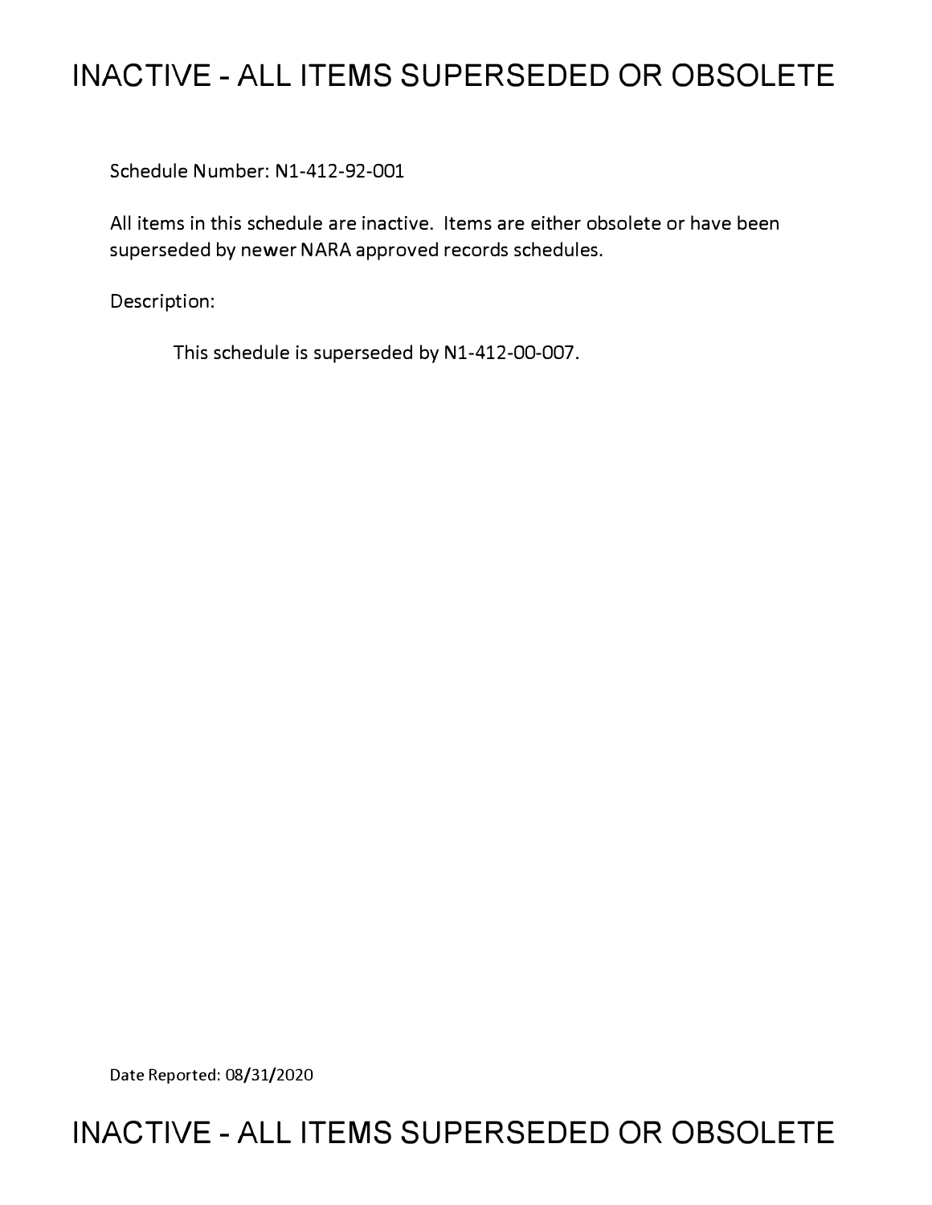# INACTIVE - ALL ITEMS SUPERSEDED OR OBSOLETE

Schedule Number: N1-412-92-001

All items in this schedule are inactive. Items are either obsolete or have been superseded by newer NARA approved records schedules.

Description:

This schedule is superseded by N1-412-00-007.

Date Reported: 08/31/2020

# INACTIVE - ALL ITEMS SUPERSEDED OR OBSOLETE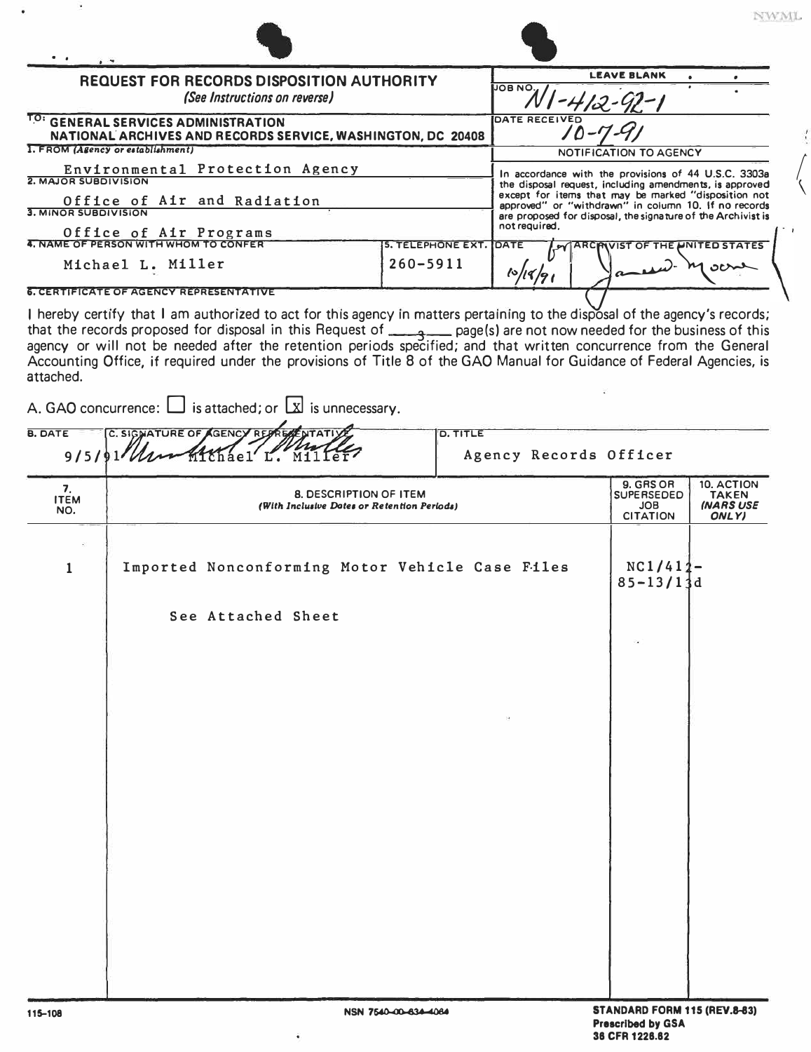# REQUEST FOR RECORDS DISPOSITION AUTHORITY

*(See Instructions on reverse)*

**TO:** GENERAL SERVICES ADMINISTRATION
NATIONAL ARCHIVES AND RECORDS SERVICE, WASHINGTON, DC 20408

| | |
|---|---|
| **LEAVE BLANK** | |
| JOB NO. | N1-412-92-1 |
| DATE RECEIVED | 10-7-91 |

**NOTIFICATION TO AGENCY**

In accordance with the provisions of 44 U.S.C. 3303a the disposal request, including amendments, is approved except for items that may be marked "disposition not approved" or "withdrawn" in column 10. If no records are proposed for disposal, the signature of the Archivist is not required.

| DATE | ARCHIVIST OF THE UNITED STATES |
|---|---|
| 10/18/91 | for James Moore |

**1. FROM (Agency or establishment)**
Environmental Protection Agency

**2. MAJOR SUBDIVISION**
Office of Air and Radiation

**3. MINOR SUBDIVISION**
Office of Air Programs

| 4. NAME OF PERSON WITH WHOM TO CONFER | 5. TELEPHONE EXT. |
|---|---|
| Michael L. Miller | 260-5911 |

**6. CERTIFICATE OF AGENCY REPRESENTATIVE**

I hereby certify that I am authorized to act for this agency in matters pertaining to the disposal of the agency's records; that the records proposed for disposal in this Request of 3 page(s) are not now needed for the business of this agency or will not be needed after the retention periods specified; and that written concurrence from the General Accounting Office, if required under the provisions of Title 8 of the GAO Manual for Guidance of Federal Agencies, is attached.

A. GAO concurrence: ☐ is attached; or ☒ is unnecessary.

| B. DATE | C. SIGNATURE OF AGENCY REPRESENTATIVE | D. TITLE |
|---|---|---|
| 9/5/91 | Michael L. Miller | Agency Records Officer |

| 7. ITEM NO. | 8. DESCRIPTION OF ITEM (With Inclusive Dates or Retention Periods) | 9. GRS OR SUPERSEDED JOB CITATION | 10. ACTION TAKEN (NARS USE ONLY) |
|---|---|---|---|
| 1 | Imported Nonconforming Motor Vehicle Case Files<br><br>See Attached Sheet | NC1/412-85-13/13d | |

115-108 NSN 7540-00-634-4064 STANDARD FORM 115 (REV.8-83) Prescribed by GSA 36 CFR 1228.82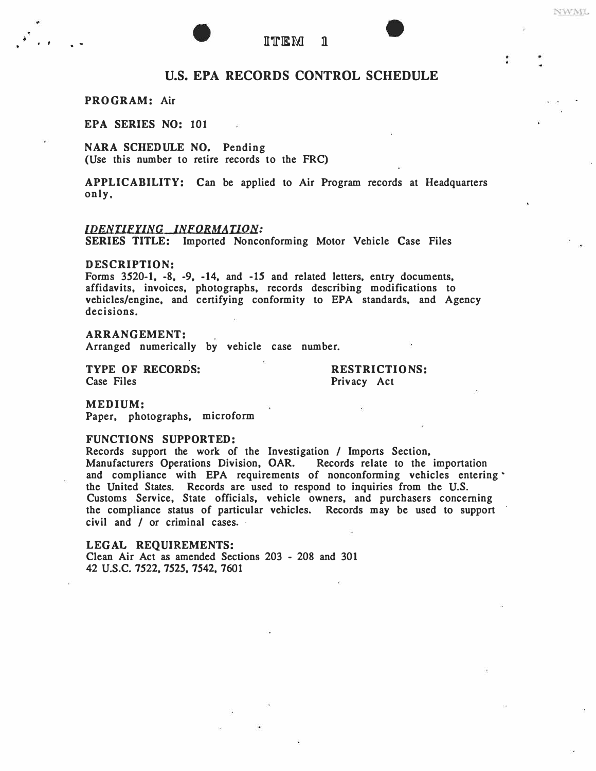ITEM 1

# U.S. EPA RECORDS CONTROL SCHEDULE

**PROGRAM:** Air

**EPA SERIES NO:** 101

**NARA SCHEDULE NO.** Pending
(Use this number to retire records to the FRC)

**APPLICABILITY:** Can be applied to Air Program records at Headquarters only.

***IDENTIFYING INFORMATION:***
**SERIES TITLE:** Imported Nonconforming Motor Vehicle Case Files

**DESCRIPTION:**
Forms 3520-1, -8, -9, -14, and -15 and related letters, entry documents, affidavits, invoices, photographs, records describing modifications to vehicles/engine, and certifying conformity to EPA standards, and Agency decisions.

**ARRANGEMENT:**
Arranged numerically by vehicle case number.

**TYPE OF RECORDS:**
Case Files

**RESTRICTIONS:**
Privacy Act

**MEDIUM:**
Paper, photographs, microform

**FUNCTIONS SUPPORTED:**
Records support the work of the Investigation / Imports Section, Manufacturers Operations Division, OAR. Records relate to the importation and compliance with EPA requirements of nonconforming vehicles entering the United States. Records are used to respond to inquiries from the U.S. Customs Service, State officials, vehicle owners, and purchasers concerning the compliance status of particular vehicles. Records may be used to support civil and / or criminal cases.

**LEGAL REQUIREMENTS:**
Clean Air Act as amended Sections 203 - 208 and 301
42 U.S.C. 7522, 7525, 7542, 7601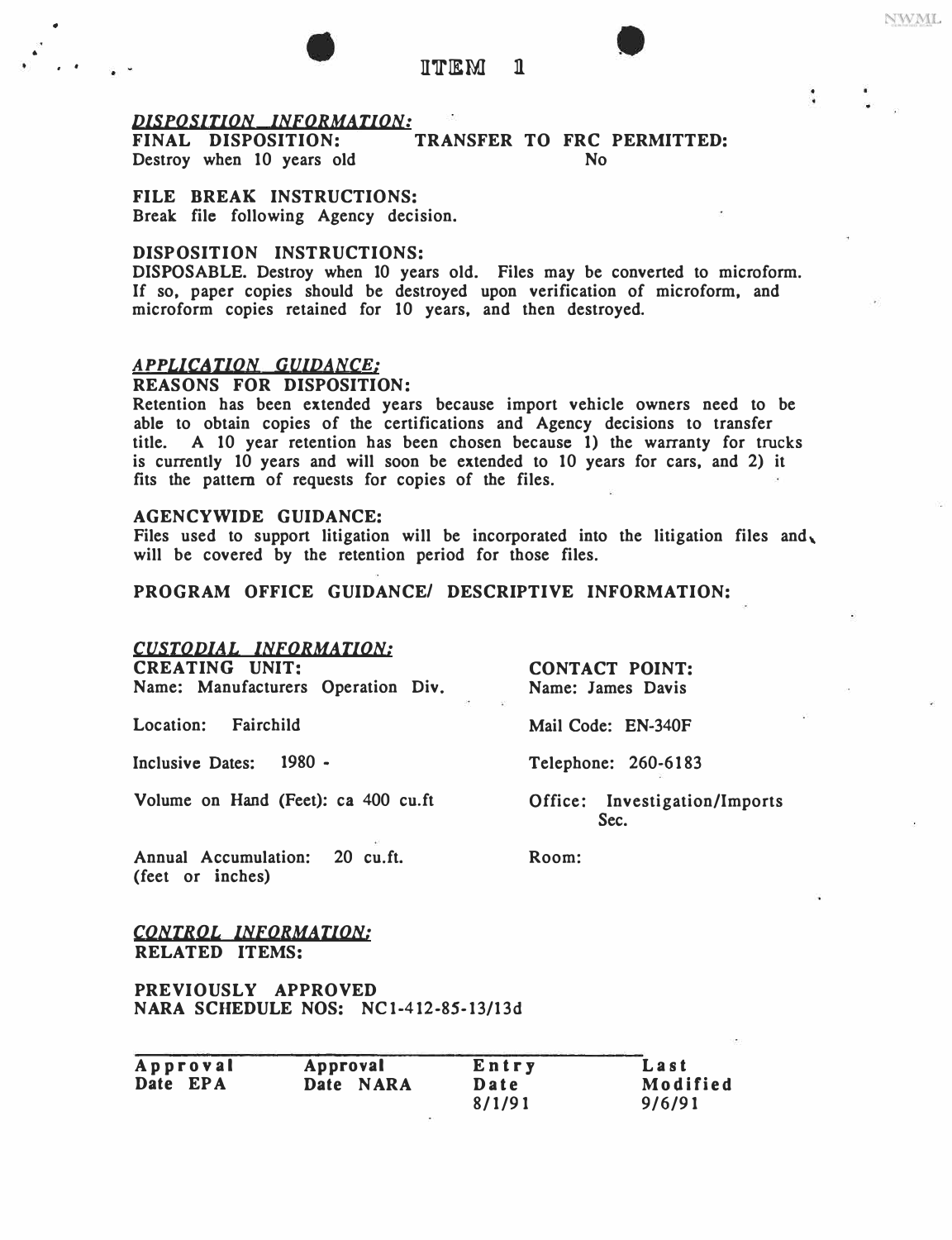# ITEM 1

***DISPOSITION INFORMATION:***

**FINAL DISPOSITION:** Destroy when 10 years old

**TRANSFER TO FRC PERMITTED:** No

**FILE BREAK INSTRUCTIONS:**
Break file following Agency decision.

**DISPOSITION INSTRUCTIONS:**
DISPOSABLE. Destroy when 10 years old. Files may be converted to microform. If so, paper copies should be destroyed upon verification of microform, and microform copies retained for 10 years, and then destroyed.

***APPLICATION GUIDANCE:***

**REASONS FOR DISPOSITION:**
Retention has been extended years because import vehicle owners need to be able to obtain copies of the certifications and Agency decisions to transfer title. A 10 year retention has been chosen because 1) the warranty for trucks is currently 10 years and will soon be extended to 10 years for cars, and 2) it fits the pattern of requests for copies of the files.

**AGENCYWIDE GUIDANCE:**
Files used to support litigation will be incorporated into the litigation files and will be covered by the retention period for those files.

**PROGRAM OFFICE GUIDANCE/ DESCRIPTIVE INFORMATION:**

***CUSTODIAL INFORMATION:***

**CREATING UNIT:**
Name: Manufacturers Operation Div.

Location: Fairchild

Inclusive Dates: 1980 -

Volume on Hand (Feet): ca 400 cu.ft

Annual Accumulation: 20 cu.ft.
(feet or inches)

**CONTACT POINT:**
Name: James Davis

Mail Code: EN-340F

Telephone: 260-6183

Office: Investigation/Imports Sec.

Room:

***CONTROL INFORMATION:***

**RELATED ITEMS:**

**PREVIOUSLY APPROVED NARA SCHEDULE NOS:** NC1-412-85-13/13d

| Approval Date EPA | Approval Date NARA | Entry Date | Last Modified |
|---|---|---|---|
| | | 8/1/91 | 9/6/91 |